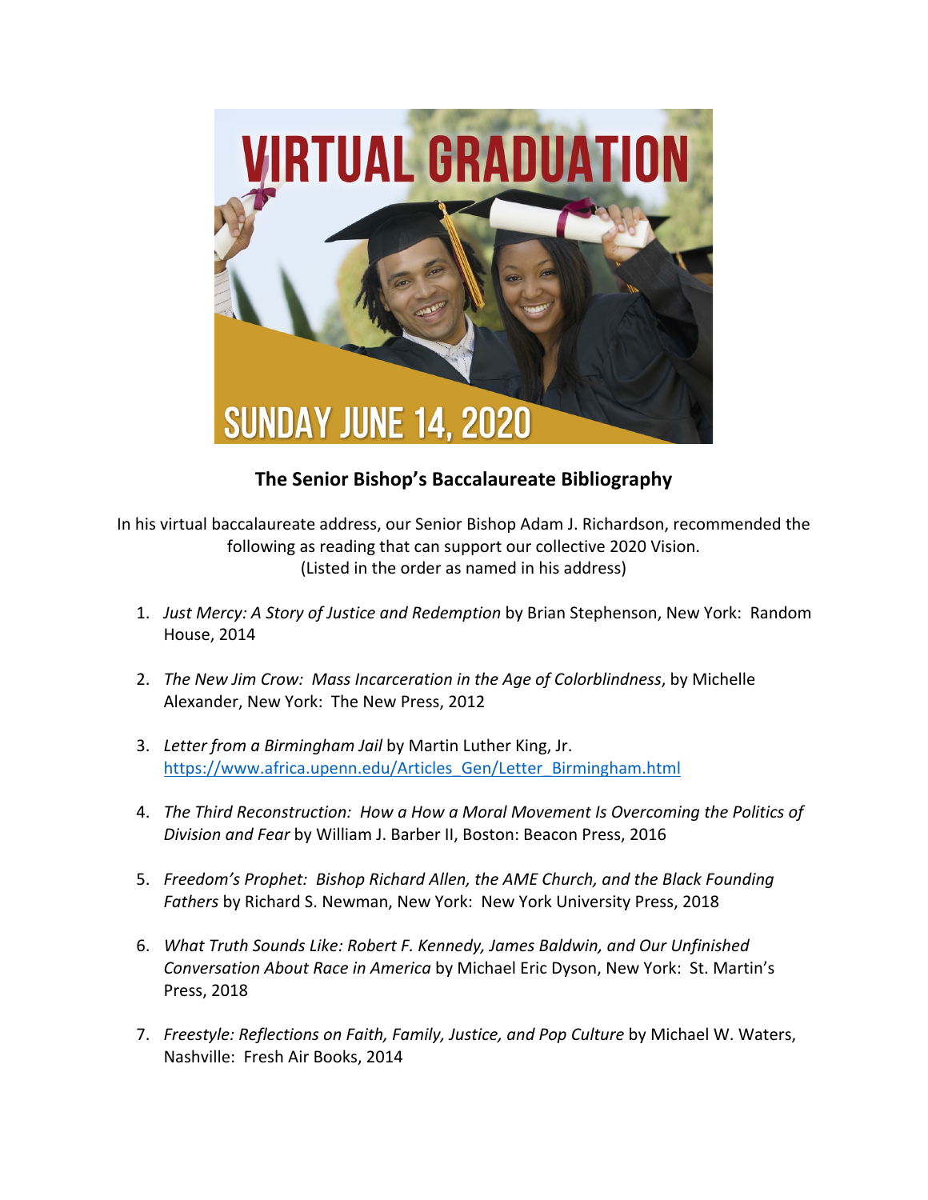VIRTUAL GRADUATION

SUNDAY JUNE 14, 2020

## The Senior Bishop's Baccalaureate Bibliography

In his virtual baccalaureate address, our Senior Bishop Adam J. Richardson, recommended the following as reading that can support our collective 2020 Vision.
(Listed in the order as named in his address)

1. *Just Mercy: A Story of Justice and Redemption* by Brian Stephenson, New York: Random House, 2014

2. *The New Jim Crow: Mass Incarceration in the Age of Colorblindness*, by Michelle Alexander, New York: The New Press, 2012

3. *Letter from a Birmingham Jail* by Martin Luther King, Jr. https://www.africa.upenn.edu/Articles_Gen/Letter_Birmingham.html

4. *The Third Reconstruction: How a How a Moral Movement Is Overcoming the Politics of Division and Fear* by William J. Barber II, Boston: Beacon Press, 2016

5. *Freedom's Prophet: Bishop Richard Allen, the AME Church, and the Black Founding Fathers* by Richard S. Newman, New York: New York University Press, 2018

6. *What Truth Sounds Like: Robert F. Kennedy, James Baldwin, and Our Unfinished Conversation About Race in America* by Michael Eric Dyson, New York: St. Martin's Press, 2018

7. *Freestyle: Reflections on Faith, Family, Justice, and Pop Culture* by Michael W. Waters, Nashville: Fresh Air Books, 2014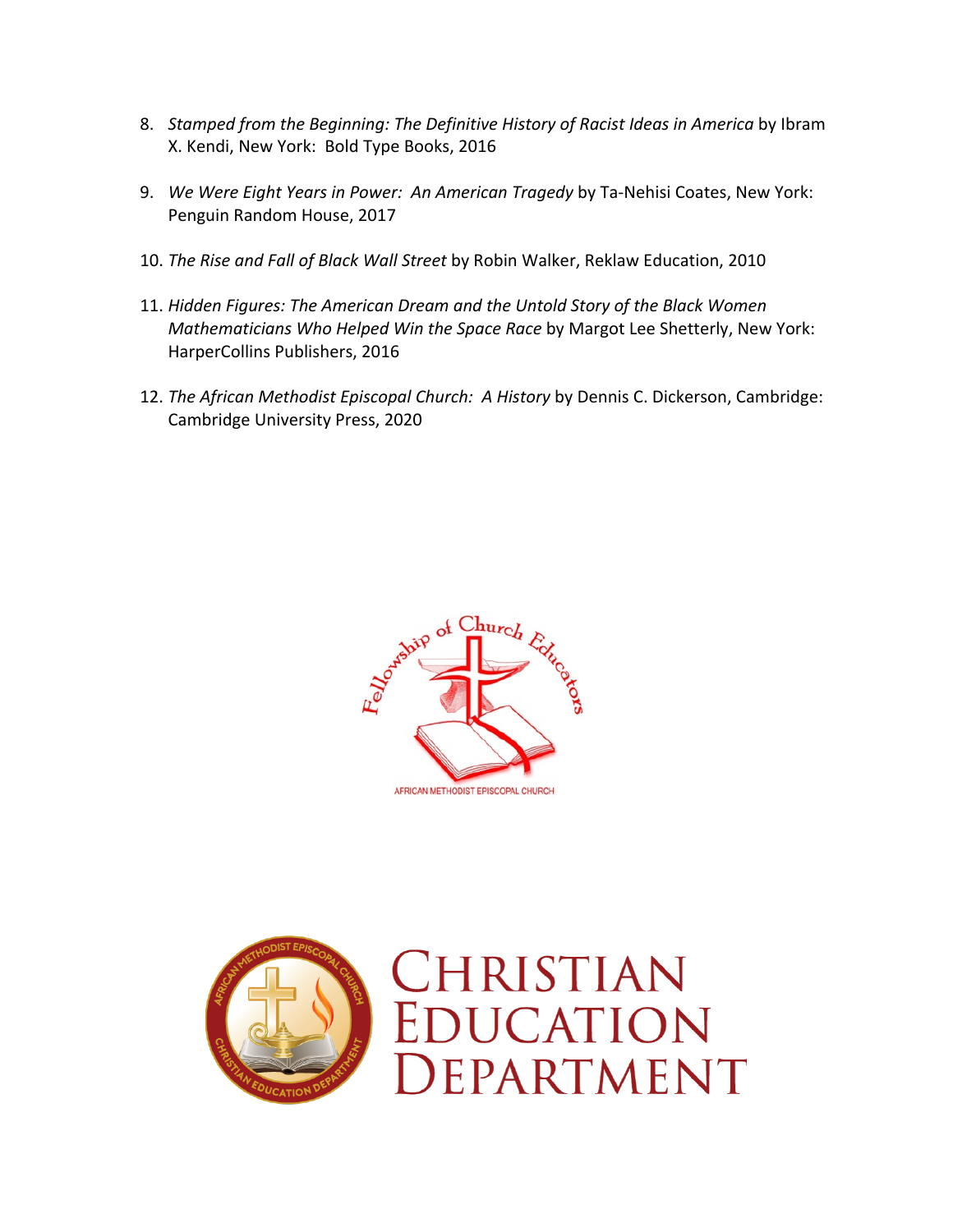8. *Stamped from the Beginning: The Definitive History of Racist Ideas in America* by Ibram X. Kendi, New York: Bold Type Books, 2016

9. *We Were Eight Years in Power: An American Tragedy* by Ta-Nehisi Coates, New York: Penguin Random House, 2017

10. *The Rise and Fall of Black Wall Street* by Robin Walker, Reklaw Education, 2010

11. *Hidden Figures: The American Dream and the Untold Story of the Black Women Mathematicians Who Helped Win the Space Race* by Margot Lee Shetterly, New York: HarperCollins Publishers, 2016

12. *The African Methodist Episcopal Church: A History* by Dennis C. Dickerson, Cambridge: Cambridge University Press, 2020

Fellowship of Church Educators

AFRICAN METHODIST EPISCOPAL CHURCH

CHRISTIAN EDUCATION DEPARTMENT